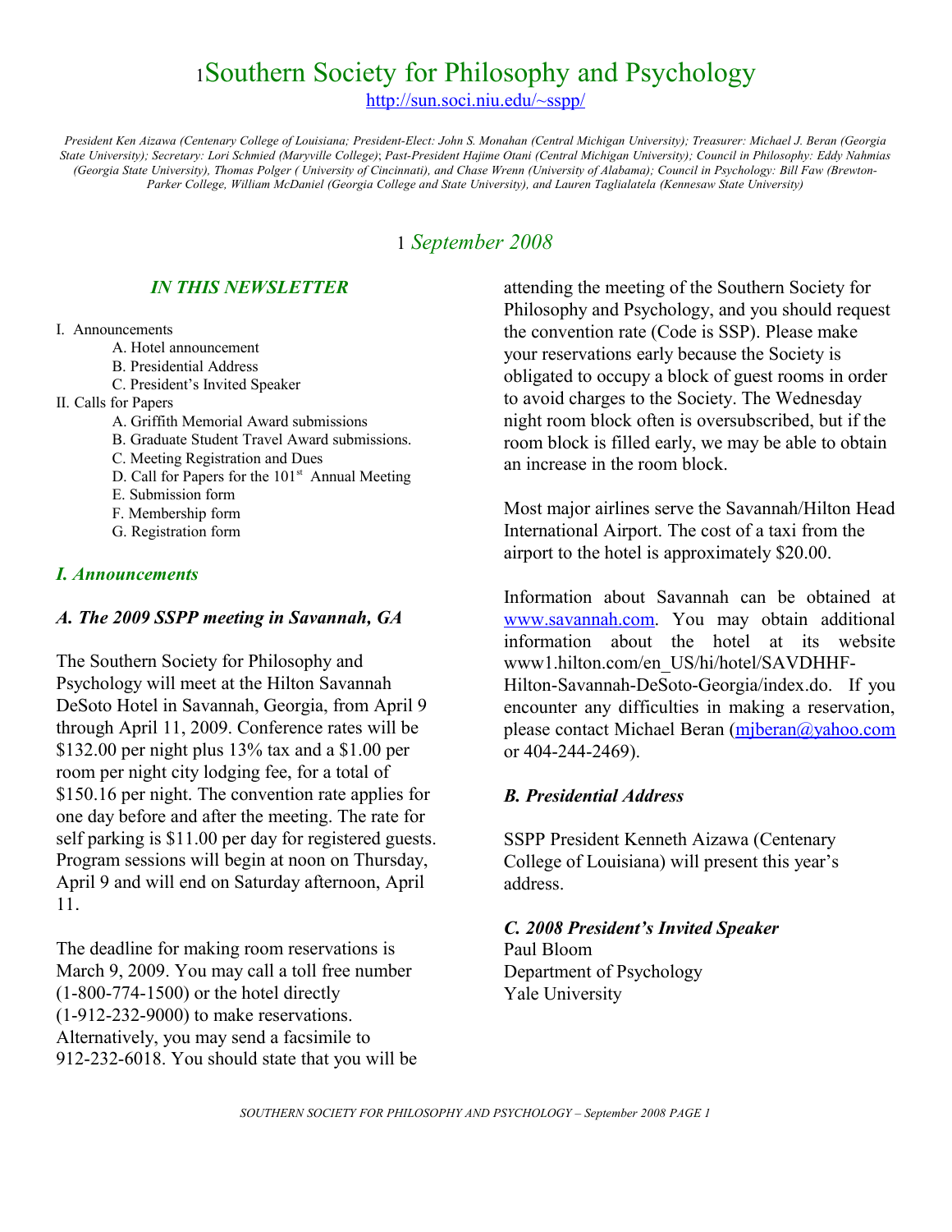# 1Southern Society for Philosophy and Psychology

http://sun.soci.niu.edu/~sspp/

*President Ken Aizawa (Centenary College of Louisiana; President-Elect: John S. Monahan (Central Michigan University); Treasurer: Michael J. Beran (Georgia State University); Secretary: Lori Schmied (Maryville College); Past-President Hajime Otani (Central Michigan University); Council in Philosophy: Eddy Nahmias (Georgia State University), Thomas Polger ( University of Cincinnati), and Chase Wrenn (University of Alabama); Council in Psychology: Bill Faw (Brewton-Parker College, William McDaniel (Georgia College and State University), and Lauren Taglialatela (Kennesaw State University)*

## 1 *September 2008*

### *IN THIS NEWSLETTER*

I. Announcements
- A. Hotel announcement
- B. Presidential Address
- C. President's Invited Speaker

II. Calls for Papers
- A. Griffith Memorial Award submissions
- B. Graduate Student Travel Award submissions.
- C. Meeting Registration and Dues
- D. Call for Papers for the 101st Annual Meeting
- E. Submission form
- F. Membership form
- G. Registration form

### *I. Announcements*

#### *A. The 2009 SSPP meeting in Savannah, GA*

The Southern Society for Philosophy and Psychology will meet at the Hilton Savannah DeSoto Hotel in Savannah, Georgia, from April 9 through April 11, 2009. Conference rates will be $132.00 per night plus 13% tax and a $1.00 per room per night city lodging fee, for a total of $150.16 per night. The convention rate applies for one day before and after the meeting. The rate for self parking is $11.00 per day for registered guests. Program sessions will begin at noon on Thursday, April 9 and will end on Saturday afternoon, April 11.

The deadline for making room reservations is March 9, 2009. You may call a toll free number (1-800-774-1500) or the hotel directly (1-912-232-9000) to make reservations. Alternatively, you may send a facsimile to 912-232-6018. You should state that you will be attending the meeting of the Southern Society for Philosophy and Psychology, and you should request the convention rate (Code is SSP). Please make your reservations early because the Society is obligated to occupy a block of guest rooms in order to avoid charges to the Society. The Wednesday night room block often is oversubscribed, but if the room block is filled early, we may be able to obtain an increase in the room block.

Most major airlines serve the Savannah/Hilton Head International Airport. The cost of a taxi from the airport to the hotel is approximately $20.00.

Information about Savannah can be obtained at www.savannah.com. You may obtain additional information about the hotel at its website www1.hilton.com/en_US/hi/hotel/SAVDHHF-Hilton-Savannah-DeSoto-Georgia/index.do. If you encounter any difficulties in making a reservation, please contact Michael Beran (mjberan@yahoo.com or 404-244-2469).

#### *B. Presidential Address*

SSPP President Kenneth Aizawa (Centenary College of Louisiana) will present this year's address.

#### *C. 2008 President's Invited Speaker*

Paul Bloom
Department of Psychology
Yale University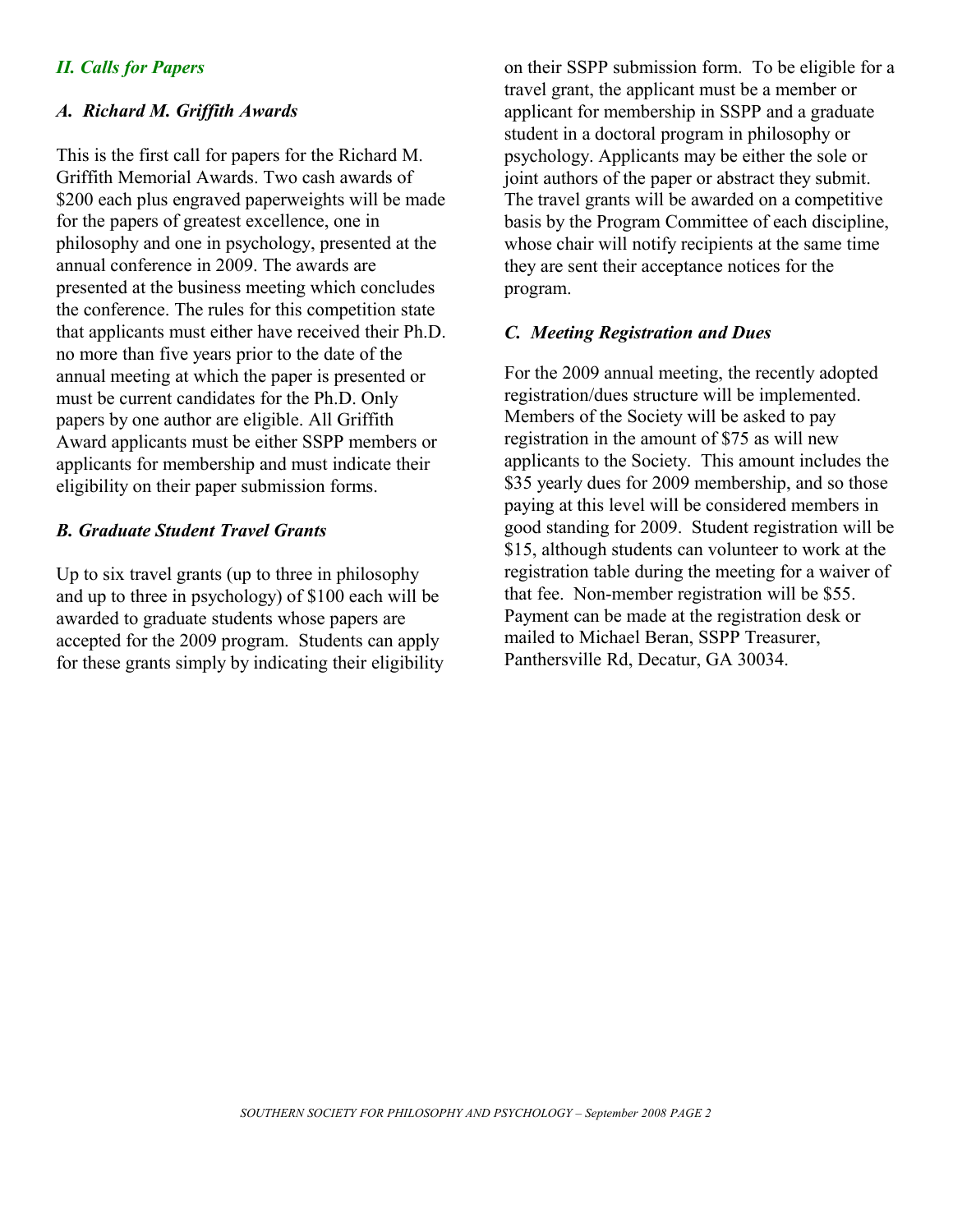## *II. Calls for Papers*

### *A. Richard M. Griffith Awards*

This is the first call for papers for the Richard M. Griffith Memorial Awards. Two cash awards of $200 each plus engraved paperweights will be made for the papers of greatest excellence, one in philosophy and one in psychology, presented at the annual conference in 2009. The awards are presented at the business meeting which concludes the conference. The rules for this competition state that applicants must either have received their Ph.D. no more than five years prior to the date of the annual meeting at which the paper is presented or must be current candidates for the Ph.D. Only papers by one author are eligible. All Griffith Award applicants must be either SSPP members or applicants for membership and must indicate their eligibility on their paper submission forms.

### *B. Graduate Student Travel Grants*

Up to six travel grants (up to three in philosophy and up to three in psychology) of $100 each will be awarded to graduate students whose papers are accepted for the 2009 program. Students can apply for these grants simply by indicating their eligibility on their SSPP submission form. To be eligible for a travel grant, the applicant must be a member or applicant for membership in SSPP and a graduate student in a doctoral program in philosophy or psychology. Applicants may be either the sole or joint authors of the paper or abstract they submit. The travel grants will be awarded on a competitive basis by the Program Committee of each discipline, whose chair will notify recipients at the same time they are sent their acceptance notices for the program.

### *C. Meeting Registration and Dues*

For the 2009 annual meeting, the recently adopted registration/dues structure will be implemented. Members of the Society will be asked to pay registration in the amount of $75 as will new applicants to the Society. This amount includes the $35 yearly dues for 2009 membership, and so those paying at this level will be considered members in good standing for 2009. Student registration will be $15, although students can volunteer to work at the registration table during the meeting for a waiver of that fee. Non-member registration will be $55. Payment can be made at the registration desk or mailed to Michael Beran, SSPP Treasurer, Panthersville Rd, Decatur, GA 30034.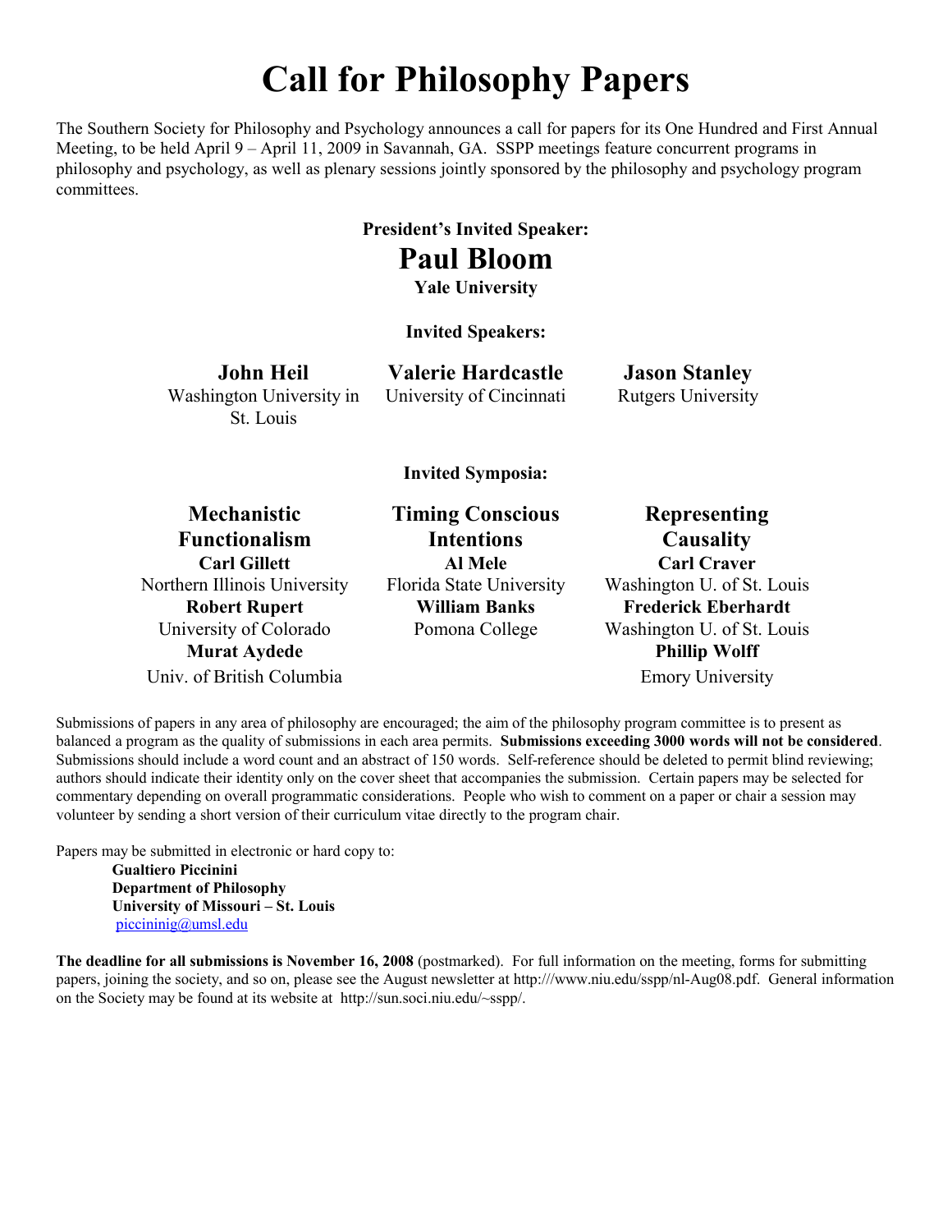# Call for Philosophy Papers

The Southern Society for Philosophy and Psychology announces a call for papers for its One Hundred and First Annual Meeting, to be held April 9 – April 11, 2009 in Savannah, GA. SSPP meetings feature concurrent programs in philosophy and psychology, as well as plenary sessions jointly sponsored by the philosophy and psychology program committees.

**President's Invited Speaker:**

## Paul Bloom

**Yale University**

**Invited Speakers:**

**John Heil**
Washington University in St. Louis

**Valerie Hardcastle**
University of Cincinnati

**Jason Stanley**
Rutgers University

**Invited Symposia:**

**Mechanistic Functionalism**

**Carl Gillett**
Northern Illinois University
**Robert Rupert**
University of Colorado
**Murat Aydede**
Univ. of British Columbia

**Timing Conscious Intentions**

**Al Mele**
Florida State University
**William Banks**
Pomona College

**Representing Causality**

**Carl Craver**
Washington U. of St. Louis
**Frederick Eberhardt**
Washington U. of St. Louis
**Phillip Wolff**
Emory University

Submissions of papers in any area of philosophy are encouraged; the aim of the philosophy program committee is to present as balanced a program as the quality of submissions in each area permits. **Submissions exceeding 3000 words will not be considered**. Submissions should include a word count and an abstract of 150 words. Self-reference should be deleted to permit blind reviewing; authors should indicate their identity only on the cover sheet that accompanies the submission. Certain papers may be selected for commentary depending on overall programmatic considerations. People who wish to comment on a paper or chair a session may volunteer by sending a short version of their curriculum vitae directly to the program chair.

Papers may be submitted in electronic or hard copy to:

**Gualtiero Piccinini**
**Department of Philosophy**
**University of Missouri – St. Louis**
piccininig@umsl.edu

**The deadline for all submissions is November 16, 2008** (postmarked). For full information on the meeting, forms for submitting papers, joining the society, and so on, please see the August newsletter at http:///www.niu.edu/sspp/nl-Aug08.pdf. General information on the Society may be found at its website at http://sun.soci.niu.edu/~sspp/.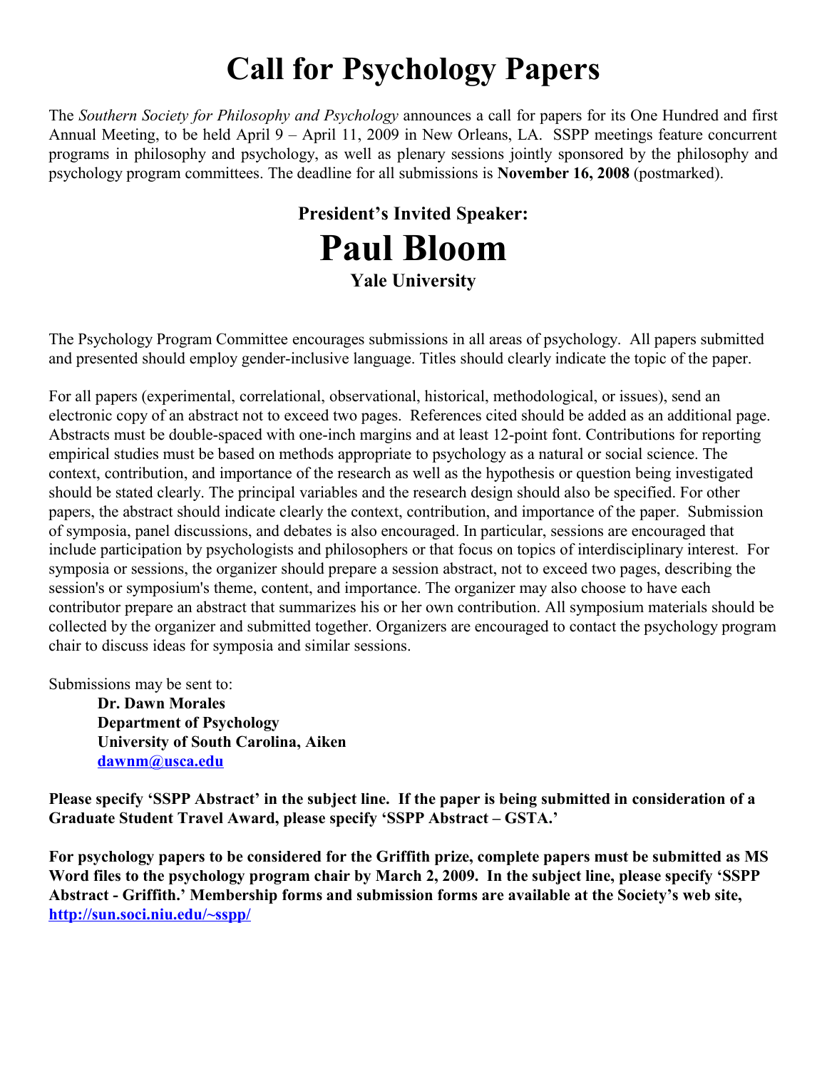# Call for Psychology Papers

The *Southern Society for Philosophy and Psychology* announces a call for papers for its One Hundred and first Annual Meeting, to be held April 9 – April 11, 2009 in New Orleans, LA. SSPP meetings feature concurrent programs in philosophy and psychology, as well as plenary sessions jointly sponsored by the philosophy and psychology program committees. The deadline for all submissions is **November 16, 2008** (postmarked).

### President's Invited Speaker:

## Paul Bloom

### Yale University

The Psychology Program Committee encourages submissions in all areas of psychology. All papers submitted and presented should employ gender-inclusive language. Titles should clearly indicate the topic of the paper.

For all papers (experimental, correlational, observational, historical, methodological, or issues), send an electronic copy of an abstract not to exceed two pages. References cited should be added as an additional page. Abstracts must be double-spaced with one-inch margins and at least 12-point font. Contributions for reporting empirical studies must be based on methods appropriate to psychology as a natural or social science. The context, contribution, and importance of the research as well as the hypothesis or question being investigated should be stated clearly. The principal variables and the research design should also be specified. For other papers, the abstract should indicate clearly the context, contribution, and importance of the paper. Submission of symposia, panel discussions, and debates is also encouraged. In particular, sessions are encouraged that include participation by psychologists and philosophers or that focus on topics of interdisciplinary interest. For symposia or sessions, the organizer should prepare a session abstract, not to exceed two pages, describing the session's or symposium's theme, content, and importance. The organizer may also choose to have each contributor prepare an abstract that summarizes his or her own contribution. All symposium materials should be collected by the organizer and submitted together. Organizers are encouraged to contact the psychology program chair to discuss ideas for symposia and similar sessions.

Submissions may be sent to:

**Dr. Dawn Morales**
**Department of Psychology**
**University of South Carolina, Aiken**
**dawnm@usca.edu**

**Please specify 'SSPP Abstract' in the subject line. If the paper is being submitted in consideration of a Graduate Student Travel Award, please specify 'SSPP Abstract – GSTA.'**

**For psychology papers to be considered for the Griffith prize, complete papers must be submitted as MS Word files to the psychology program chair by March 2, 2009. In the subject line, please specify 'SSPP Abstract - Griffith.' Membership forms and submission forms are available at the Society's web site, http://sun.soci.niu.edu/~sspp/**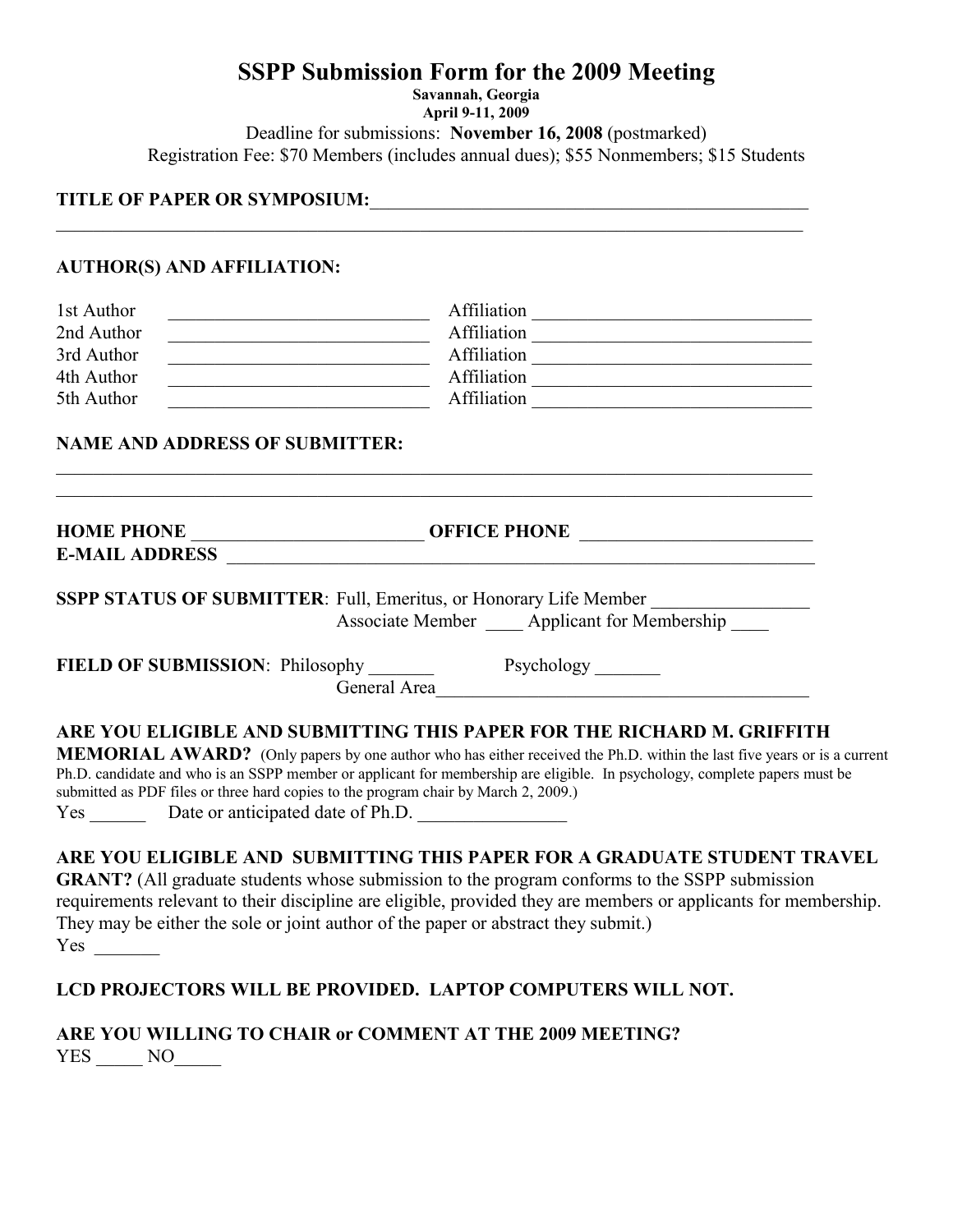# SSPP Submission Form for the 2009 Meeting

**Savannah, Georgia**
**April 9-11, 2009**

Deadline for submissions: **November 16, 2008** (postmarked)
Registration Fee: $70 Members (includes annual dues); $55 Nonmembers; $15 Students

**TITLE OF PAPER OR SYMPOSIUM:**_______________________________________________
______________________________________________________________________________

**AUTHOR(S) AND AFFILIATION:**

| | | | |
|---|---|---|---|
| 1st Author | ___________________________ | Affiliation | ______________________________ |
| 2nd Author | ___________________________ | Affiliation | ______________________________ |
| 3rd Author | ___________________________ | Affiliation | ______________________________ |
| 4th Author | ___________________________ | Affiliation | ______________________________ |
| 5th Author | ___________________________ | Affiliation | ______________________________ |

**NAME AND ADDRESS OF SUBMITTER:**

______________________________________________________________________________
______________________________________________________________________________

**HOME PHONE** ________________________ **OFFICE PHONE** ________________________
**E-MAIL ADDRESS** ____________________________________________________________

**SSPP STATUS OF SUBMITTER**: Full, Emeritus, or Honorary Life Member ________________
Associate Member ____ Applicant for Membership ____

**FIELD OF SUBMISSION**: Philosophy _______ Psychology _______
General Area_______________________________________

**ARE YOU ELIGIBLE AND SUBMITTING THIS PAPER FOR THE RICHARD M. GRIFFITH MEMORIAL AWARD?** (Only papers by one author who has either received the Ph.D. within the last five years or is a current Ph.D. candidate and who is an SSPP member or applicant for membership are eligible. In psychology, complete papers must be submitted as PDF files or three hard copies to the program chair by March 2, 2009.)

Yes ______ Date or anticipated date of Ph.D. ________________

**ARE YOU ELIGIBLE AND SUBMITTING THIS PAPER FOR A GRADUATE STUDENT TRAVEL GRANT?** (All graduate students whose submission to the program conforms to the SSPP submission requirements relevant to their discipline are eligible, provided they are members or applicants for membership. They may be either the sole or joint author of the paper or abstract they submit.)

Yes _______

**LCD PROJECTORS WILL BE PROVIDED. LAPTOP COMPUTERS WILL NOT.**

**ARE YOU WILLING TO CHAIR or COMMENT AT THE 2009 MEETING?**

YES _____ NO_____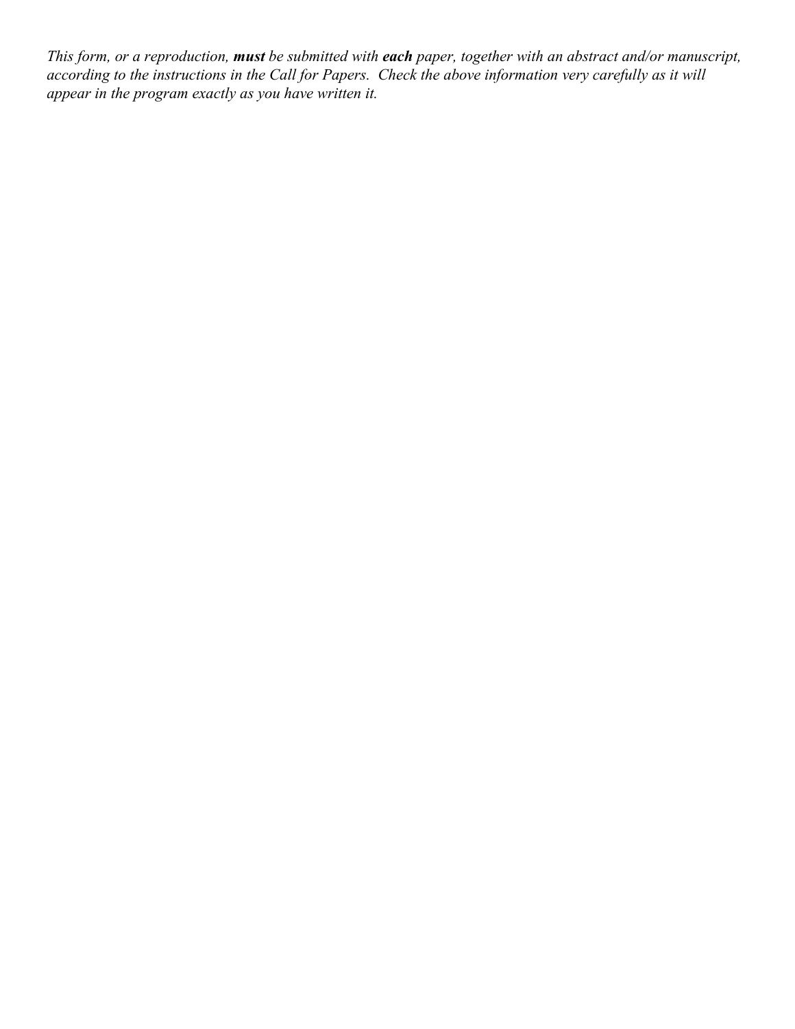*This form, or a reproduction, **must** be submitted with **each** paper, together with an abstract and/or manuscript, according to the instructions in the Call for Papers. Check the above information very carefully as it will appear in the program exactly as you have written it.*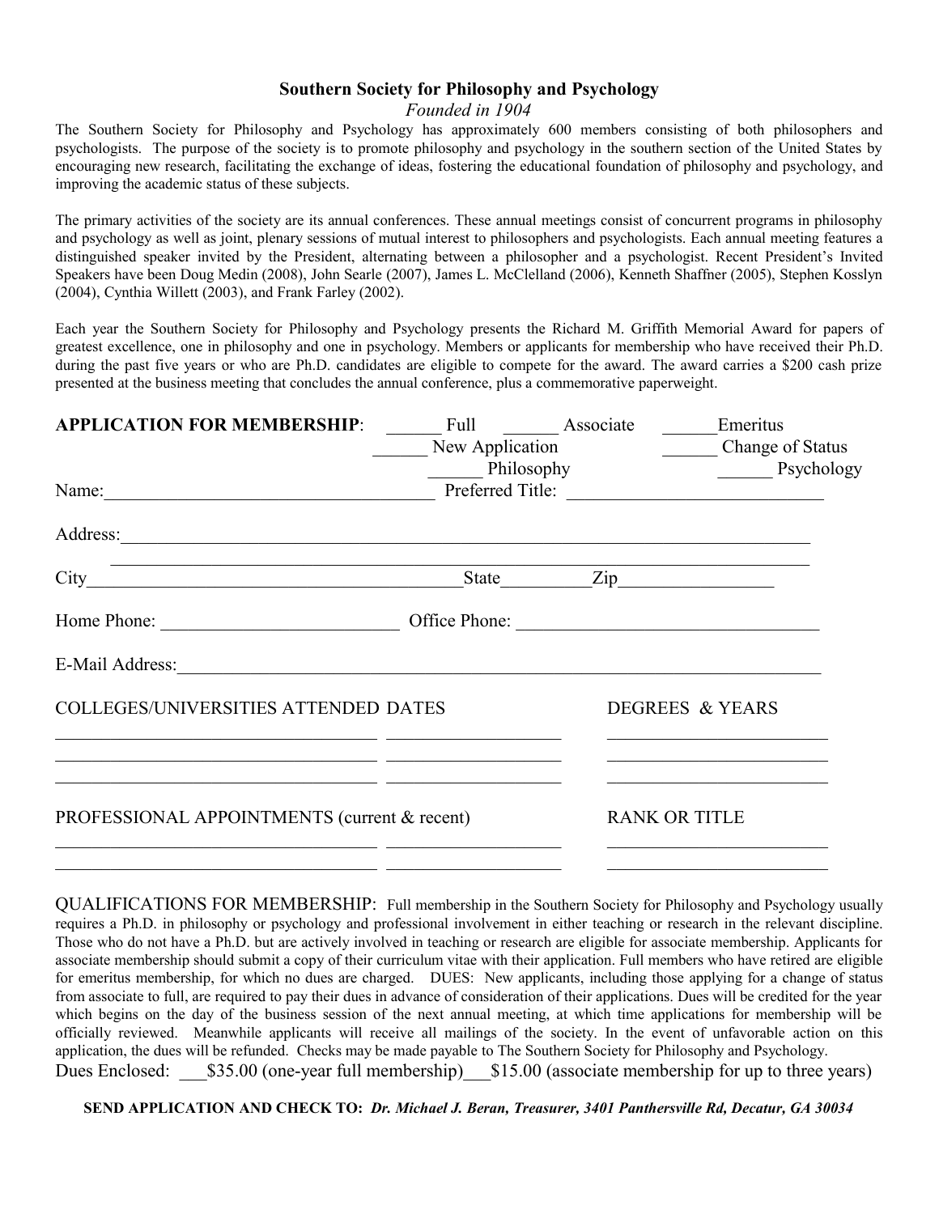# Southern Society for Philosophy and Psychology

*Founded in 1904*

The Southern Society for Philosophy and Psychology has approximately 600 members consisting of both philosophers and psychologists. The purpose of the society is to promote philosophy and psychology in the southern section of the United States by encouraging new research, facilitating the exchange of ideas, fostering the educational foundation of philosophy and psychology, and improving the academic status of these subjects.

The primary activities of the society are its annual conferences. These annual meetings consist of concurrent programs in philosophy and psychology as well as joint, plenary sessions of mutual interest to philosophers and psychologists. Each annual meeting features a distinguished speaker invited by the President, alternating between a philosopher and a psychologist. Recent President's Invited Speakers have been Doug Medin (2008), John Searle (2007), James L. McClelland (2006), Kenneth Shaffner (2005), Stephen Kosslyn (2004), Cynthia Willett (2003), and Frank Farley (2002).

Each year the Southern Society for Philosophy and Psychology presents the Richard M. Griffith Memorial Award for papers of greatest excellence, one in philosophy and one in psychology. Members or applicants for membership who have received their Ph.D. during the past five years or who are Ph.D. candidates are eligible to compete for the award. The award carries a $200 cash prize presented at the business meeting that concludes the annual conference, plus a commemorative paperweight.

**APPLICATION FOR MEMBERSHIP**: ______ Full ______ Associate ______Emeritus

______ New Application ______ Change of Status

______ Philosophy ______ Psychology

Name:____________________________________ Preferred Title: ___________________________

Address:_____________________________________________________________________________

_____________________________________________________________________________

City_________________________________________State_________Zip_________________

Home Phone: __________________________ Office Phone: ________________________________

E-Mail Address:_______________________________________________________________________

COLLEGES/UNIVERSITIES ATTENDED DATES DEGREES & YEARS

____________________________________ ___________________ ________________________

____________________________________ ___________________ ________________________

____________________________________ ___________________ ________________________

PROFESSIONAL APPOINTMENTS (current & recent) RANK OR TITLE

____________________________________ ___________________ ________________________

____________________________________ ___________________ ________________________

QUALIFICATIONS FOR MEMBERSHIP: Full membership in the Southern Society for Philosophy and Psychology usually requires a Ph.D. in philosophy or psychology and professional involvement in either teaching or research in the relevant discipline. Those who do not have a Ph.D. but are actively involved in teaching or research are eligible for associate membership. Applicants for associate membership should submit a copy of their curriculum vitae with their application. Full members who have retired are eligible for emeritus membership, for which no dues are charged. DUES: New applicants, including those applying for a change of status from associate to full, are required to pay their dues in advance of consideration of their applications. Dues will be credited for the year which begins on the day of the business session of the next annual meeting, at which time applications for membership will be officially reviewed. Meanwhile applicants will receive all mailings of the society. In the event of unfavorable action on this application, the dues will be refunded. Checks may be made payable to The Southern Society for Philosophy and Psychology.

Dues Enclosed: ___$35.00 (one-year full membership)___$15.00 (associate membership for up to three years)

**SEND APPLICATION AND CHECK TO:** ***Dr. Michael J. Beran, Treasurer, 3401 Panthersville Rd, Decatur, GA 30034***